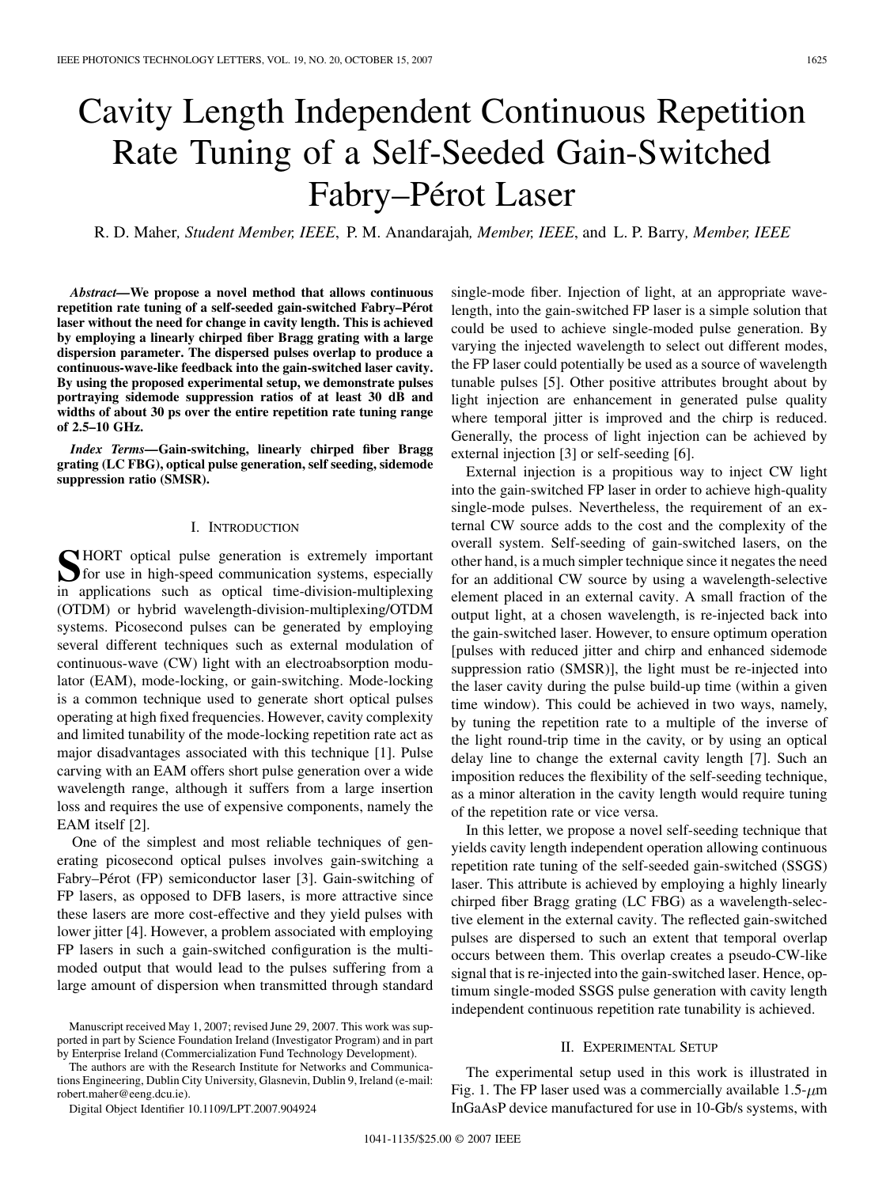# Cavity Length Independent Continuous Repetition Rate Tuning of a Self-Seeded Gain-Switched Fabry–Pérot Laser

R. D. Maher, *Student Member, IEEE*, P. M. Anandarajah, *Member, IEEE*, and L. P. Barry, *Member, IEEE*

***Abstract*—We propose a novel method that allows continuous repetition rate tuning of a self-seeded gain-switched Fabry–Pérot laser without the need for change in cavity length. This is achieved by employing a linearly chirped fiber Bragg grating with a large dispersion parameter. The dispersed pulses overlap to produce a continuous-wave-like feedback into the gain-switched laser cavity. By using the proposed experimental setup, we demonstrate pulses portraying sidemode suppression ratios of at least 30 dB and widths of about 30 ps over the entire repetition rate tuning range of 2.5–10 GHz.**

***Index Terms*—Gain-switching, linearly chirped fiber Bragg grating (LC FBG), optical pulse generation, self seeding, sidemode suppression ratio (SMSR).**

## I. Introduction

SHORT optical pulse generation is extremely important for use in high-speed communication systems, especially in applications such as optical time-division-multiplexing (OTDM) or hybrid wavelength-division-multiplexing/OTDM systems. Picosecond pulses can be generated by employing several different techniques such as external modulation of continuous-wave (CW) light with an electroabsorption modulator (EAM), mode-locking, or gain-switching. Mode-locking is a common technique used to generate short optical pulses operating at high fixed frequencies. However, cavity complexity and limited tunability of the mode-locking repetition rate act as major disadvantages associated with this technique [1]. Pulse carving with an EAM offers short pulse generation over a wide wavelength range, although it suffers from a large insertion loss and requires the use of expensive components, namely the EAM itself [2].

One of the simplest and most reliable techniques of generating picosecond optical pulses involves gain-switching a Fabry–Pérot (FP) semiconductor laser [3]. Gain-switching of FP lasers, as opposed to DFB lasers, is more attractive since these lasers are more cost-effective and they yield pulses with lower jitter [4]. However, a problem associated with employing FP lasers in such a gain-switched configuration is the multimoded output that would lead to the pulses suffering from a large amount of dispersion when transmitted through standard single-mode fiber. Injection of light, at an appropriate wavelength, into the gain-switched FP laser is a simple solution that could be used to achieve single-moded pulse generation. By varying the injected wavelength to select out different modes, the FP laser could potentially be used as a source of wavelength tunable pulses [5]. Other positive attributes brought about by light injection are enhancement in generated pulse quality where temporal jitter is improved and the chirp is reduced. Generally, the process of light injection can be achieved by external injection [3] or self-seeding [6].

External injection is a propitious way to inject CW light into the gain-switched FP laser in order to achieve high-quality single-mode pulses. Nevertheless, the requirement of an external CW source adds to the cost and the complexity of the overall system. Self-seeding of gain-switched lasers, on the other hand, is a much simpler technique since it negates the need for an additional CW source by using a wavelength-selective element placed in an external cavity. A small fraction of the output light, at a chosen wavelength, is re-injected back into the gain-switched laser. However, to ensure optimum operation [pulses with reduced jitter and chirp and enhanced sidemode suppression ratio (SMSR)], the light must be re-injected into the laser cavity during the pulse build-up time (within a given time window). This could be achieved in two ways, namely, by tuning the repetition rate to a multiple of the inverse of the light round-trip time in the cavity, or by using an optical delay line to change the external cavity length [7]. Such an imposition reduces the flexibility of the self-seeding technique, as a minor alteration in the cavity length would require tuning of the repetition rate or vice versa.

In this letter, we propose a novel self-seeding technique that yields cavity length independent operation allowing continuous repetition rate tuning of the self-seeded gain-switched (SSGS) laser. This attribute is achieved by employing a highly linearly chirped fiber Bragg grating (LC FBG) as a wavelength-selective element in the external cavity. The reflected gain-switched pulses are dispersed to such an extent that temporal overlap occurs between them. This overlap creates a pseudo-CW-like signal that is re-injected into the gain-switched laser. Hence, optimum single-moded SSGS pulse generation with cavity length independent continuous repetition rate tunability is achieved.

## II. Experimental Setup

The experimental setup used in this work is illustrated in Fig. 1. The FP laser used was a commercially available 1.5-$\mu$m InGaAsP device manufactured for use in 10-Gb/s systems, with

Manuscript received May 1, 2007; revised June 29, 2007. This work was supported in part by Science Foundation Ireland (Investigator Program) and in part by Enterprise Ireland (Commercialization Fund Technology Development).

The authors are with the Research Institute for Networks and Communications Engineering, Dublin City University, Glasnevin, Dublin 9, Ireland (e-mail: robert.maher@eeng.dcu.ie).

Digital Object Identifier 10.1109/LPT.2007.904924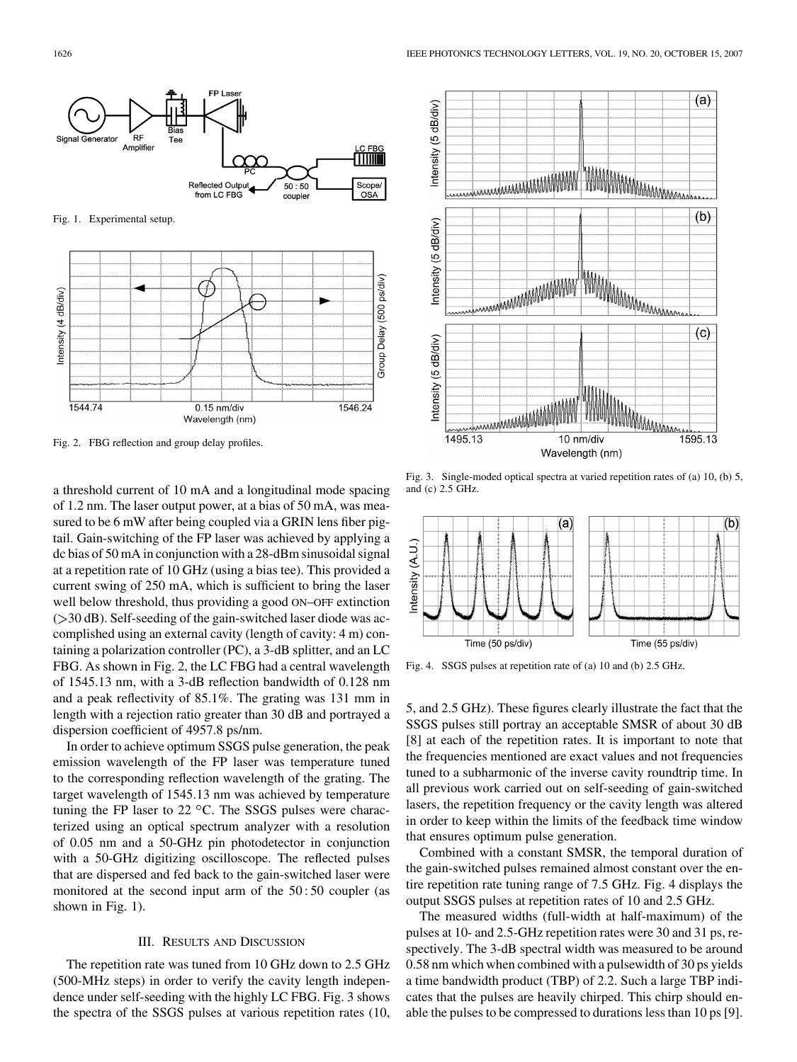Fig. 1. Experimental setup.

Fig. 2. FBG reflection and group delay profiles.

a threshold current of 10 mA and a longitudinal mode spacing of 1.2 nm. The laser output power, at a bias of 50 mA, was measured to be 6 mW after being coupled via a GRIN lens fiber pigtail. Gain-switching of the FP laser was achieved by applying a dc bias of 50 mA in conjunction with a 28-dBm sinusoidal signal at a repetition rate of 10 GHz (using a bias tee). This provided a current swing of 250 mA, which is sufficient to bring the laser well below threshold, thus providing a good ON–OFF extinction (>30 dB). Self-seeding of the gain-switched laser diode was accomplished using an external cavity (length of cavity: 4 m) containing a polarization controller (PC), a 3-dB splitter, and an LC FBG. As shown in Fig. 2, the LC FBG had a central wavelength of 1545.13 nm, with a 3-dB reflection bandwidth of 0.128 nm and a peak reflectivity of 85.1%. The grating was 131 mm in length with a rejection ratio greater than 30 dB and portrayed a dispersion coefficient of 4957.8 ps/nm.

In order to achieve optimum SSGS pulse generation, the peak emission wavelength of the FP laser was temperature tuned to the corresponding reflection wavelength of the grating. The target wavelength of 1545.13 nm was achieved by temperature tuning the FP laser to 22 °C. The SSGS pulses were characterized using an optical spectrum analyzer with a resolution of 0.05 nm and a 50-GHz pin photodetector in conjunction with a 50-GHz digitizing oscilloscope. The reflected pulses that are dispersed and fed back to the gain-switched laser were monitored at the second input arm of the 50 : 50 coupler (as shown in Fig. 1).

## III. Results and Discussion

The repetition rate was tuned from 10 GHz down to 2.5 GHz (500-MHz steps) in order to verify the cavity length independence under self-seeding with the highly LC FBG. Fig. 3 shows the spectra of the SSGS pulses at various repetition rates (10, 5, and 2.5 GHz). These figures clearly illustrate the fact that the SSGS pulses still portray an acceptable SMSR of about 30 dB [8] at each of the repetition rates. It is important to note that the frequencies mentioned are exact values and not frequencies tuned to a subharmonic of the inverse cavity roundtrip time. In all previous work carried out on self-seeding of gain-switched lasers, the repetition frequency or the cavity length was altered in order to keep within the limits of the feedback time window that ensures optimum pulse generation.

Fig. 3. Single-moded optical spectra at varied repetition rates of (a) 10, (b) 5, and (c) 2.5 GHz.

Fig. 4. SSGS pulses at repetition rate of (a) 10 and (b) 2.5 GHz.

Combined with a constant SMSR, the temporal duration of the gain-switched pulses remained almost constant over the entire repetition rate tuning range of 7.5 GHz. Fig. 4 displays the output SSGS pulses at repetition rates of 10 and 2.5 GHz.

The measured widths (full-width at half-maximum) of the pulses at 10- and 2.5-GHz repetition rates were 30 and 31 ps, respectively. The 3-dB spectral width was measured to be around 0.58 nm which when combined with a pulsewidth of 30 ps yields a time bandwidth product (TBP) of 2.2. Such a large TBP indicates that the pulses are heavily chirped. This chirp should enable the pulses to be compressed to durations less than 10 ps [9].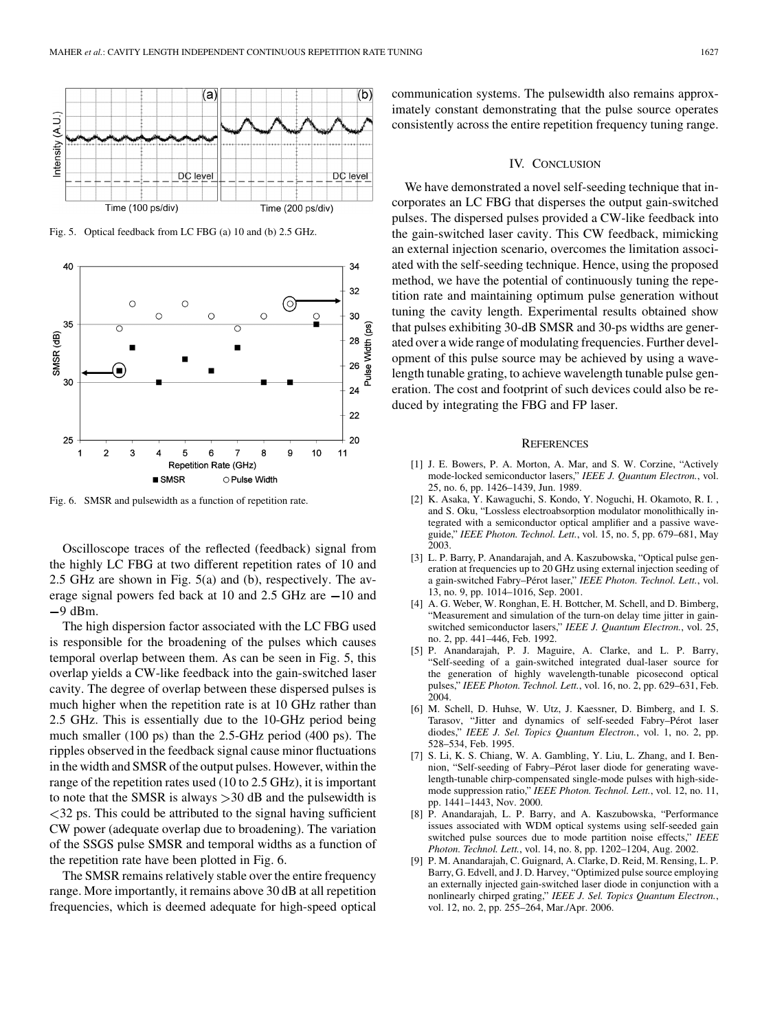(a)

(b)

Intensity (A.U.)

DC level

DC level

Time (100 ps/div)

Time (200 ps/div)

Fig. 5. Optical feedback from LC FBG (a) 10 and (b) 2.5 GHz.

SMSR (dB)

Pulse Width (ps)

Repetition Rate (GHz)

■ SMSR ○ Pulse Width

Fig. 6. SMSR and pulsewidth as a function of repetition rate.

Oscilloscope traces of the reflected (feedback) signal from the highly LC FBG at two different repetition rates of 10 and 2.5 GHz are shown in Fig. 5(a) and (b), respectively. The average signal powers fed back at 10 and 2.5 GHz are $-10$ and $-9$ dBm.

The high dispersion factor associated with the LC FBG used is responsible for the broadening of the pulses which causes temporal overlap between them. As can be seen in Fig. 5, this overlap yields a CW-like feedback into the gain-switched laser cavity. The degree of overlap between these dispersed pulses is much higher when the repetition rate is at 10 GHz rather than 2.5 GHz. This is essentially due to the 10-GHz period being much smaller (100 ps) than the 2.5-GHz period (400 ps). The ripples observed in the feedback signal cause minor fluctuations in the width and SMSR of the output pulses. However, within the range of the repetition rates used (10 to 2.5 GHz), it is important to note that the SMSR is always $>30$ dB and the pulsewidth is $<32$ ps. This could be attributed to the signal having sufficient CW power (adequate overlap due to broadening). The variation of the SSGS pulse SMSR and temporal widths as a function of the repetition rate have been plotted in Fig. 6.

The SMSR remains relatively stable over the entire frequency range. More importantly, it remains above 30 dB at all repetition frequencies, which is deemed adequate for high-speed optical communication systems. The pulsewidth also remains approximately constant demonstrating that the pulse source operates consistently across the entire repetition frequency tuning range.

## IV. Conclusion

We have demonstrated a novel self-seeding technique that incorporates an LC FBG that disperses the output gain-switched pulses. The dispersed pulses provided a CW-like feedback into the gain-switched laser cavity. This CW feedback, mimicking an external injection scenario, overcomes the limitation associated with the self-seeding technique. Hence, using the proposed method, we have the potential of continuously tuning the repetition rate and maintaining optimum pulse generation without tuning the cavity length. Experimental results obtained show that pulses exhibiting 30-dB SMSR and 30-ps widths are generated over a wide range of modulating frequencies. Further development of this pulse source may be achieved by using a wavelength tunable grating, to achieve wavelength tunable pulse generation. The cost and footprint of such devices could also be reduced by integrating the FBG and FP laser.

## References

[1] J. E. Bowers, P. A. Morton, A. Mar, and S. W. Corzine, "Actively mode-locked semiconductor lasers," *IEEE J. Quantum Electron.*, vol. 25, no. 6, pp. 1426–1439, Jun. 1989.

[2] K. Asaka, Y. Kawaguchi, S. Kondo, Y. Noguchi, H. Okamoto, R. I. , and S. Oku, "Lossless electroabsorption modulator monolithically integrated with a semiconductor optical amplifier and a passive waveguide," *IEEE Photon. Technol. Lett.*, vol. 15, no. 5, pp. 679–681, May 2003.

[3] L. P. Barry, P. Anandarajah, and A. Kaszubowska, "Optical pulse generation at frequencies up to 20 GHz using external injection seeding of a gain-switched Fabry–Pérot laser," *IEEE Photon. Technol. Lett.*, vol. 13, no. 9, pp. 1014–1016, Sep. 2001.

[4] A. G. Weber, W. Ronghan, E. H. Bottcher, M. Schell, and D. Bimberg, "Measurement and simulation of the turn-on delay time jitter in gain-switched semiconductor lasers," *IEEE J. Quantum Electron.*, vol. 25, no. 2, pp. 441–446, Feb. 1992.

[5] P. Anandarajah, P. J. Maguire, A. Clarke, and L. P. Barry, "Self-seeding of a gain-switched integrated dual-laser source for the generation of highly wavelength-tunable picosecond optical pulses," *IEEE Photon. Technol. Lett.*, vol. 16, no. 2, pp. 629–631, Feb. 2004.

[6] M. Schell, D. Huhse, W. Utz, J. Kaessner, D. Bimberg, and I. S. Tarasov, "Jitter and dynamics of self-seeded Fabry–Pérot laser diodes," *IEEE J. Sel. Topics Quantum Electron.*, vol. 1, no. 2, pp. 528–534, Feb. 1995.

[7] S. Li, K. S. Chiang, W. A. Gambling, Y. Liu, L. Zhang, and I. Bennion, "Self-seeding of Fabry–Pérot laser diode for generating wavelength-tunable chirp-compensated single-mode pulses with high-side-mode suppression ratio," *IEEE Photon. Technol. Lett.*, vol. 12, no. 11, pp. 1441–1443, Nov. 2000.

[8] P. Anandarajah, L. P. Barry, and A. Kaszubowska, "Performance issues associated with WDM optical systems using self-seeded gain switched pulse sources due to mode partition noise effects," *IEEE Photon. Technol. Lett.*, vol. 14, no. 8, pp. 1202–1204, Aug. 2002.

[9] P. M. Anandarajah, C. Guignard, A. Clarke, D. Reid, M. Rensing, L. P. Barry, G. Edvell, and J. D. Harvey, "Optimized pulse source employing an externally injected gain-switched laser diode in conjunction with a nonlinearly chirped grating," *IEEE J. Sel. Topics Quantum Electron.*, vol. 12, no. 2, pp. 255–264, Mar./Apr. 2006.